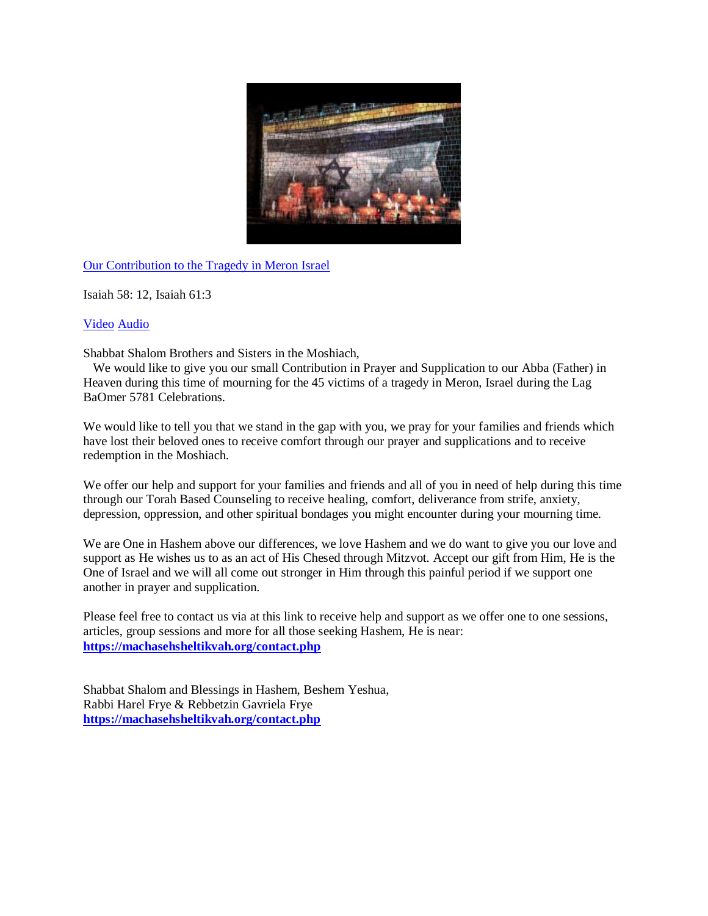Our Contribution to the Tragedy in Meron Israel

Isaiah 58: 12, Isaiah 61:3

Video Audio

Shabbat Shalom Brothers and Sisters in the Moshiach,

We would like to give you our small Contribution in Prayer and Supplication to our Abba (Father) in Heaven during this time of mourning for the 45 victims of a tragedy in Meron, Israel during the Lag BaOmer 5781 Celebrations.

We would like to tell you that we stand in the gap with you, we pray for your families and friends which have lost their beloved ones to receive comfort through our prayer and supplications and to receive redemption in the Moshiach.

We offer our help and support for your families and friends and all of you in need of help during this time through our Torah Based Counseling to receive healing, comfort, deliverance from strife, anxiety, depression, oppression, and other spiritual bondages you might encounter during your mourning time.

We are One in Hashem above our differences, we love Hashem and we do want to give you our love and support as He wishes us to as an act of His Chesed through Mitzvot. Accept our gift from Him, He is the One of Israel and we will all come out stronger in Him through this painful period if we support one another in prayer and supplication.

Please feel free to contact us via at this link to receive help and support as we offer one to one sessions, articles, group sessions and more for all those seeking Hashem, He is near:
**https://machasehsheltikvah.org/contact.php**

Shabbat Shalom and Blessings in Hashem, Beshem Yeshua,
Rabbi Harel Frye & Rebbetzin Gavriela Frye
**https://machasehsheltikvah.org/contact.php**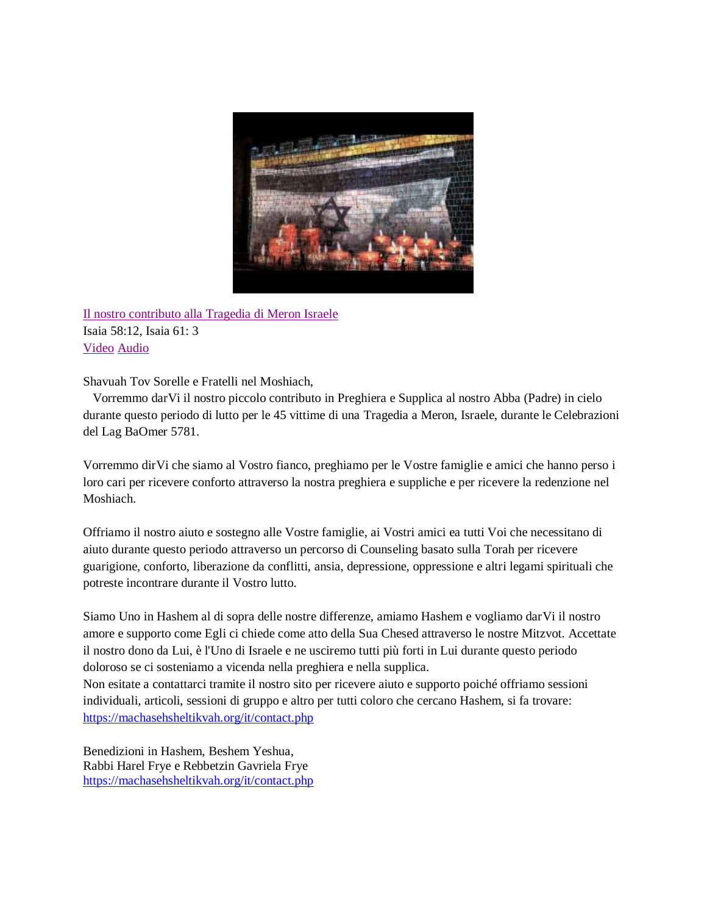[Il nostro contributo alla Tragedia di Meron Israele](#)
Isaia 58:12, Isaia 61: 3
[Video](#) [Audio](#)

Shavuah Tov Sorelle e Fratelli nel Moshiach,
Vorremmo darVi il nostro piccolo contributo in Preghiera e Supplica al nostro Abba (Padre) in cielo durante questo periodo di lutto per le 45 vittime di una Tragedia a Meron, Israele, durante le Celebrazioni del Lag BaOmer 5781.

Vorremmo dirVi che siamo al Vostro fianco, preghiamo per le Vostre famiglie e amici che hanno perso i loro cari per ricevere conforto attraverso la nostra preghiera e suppliche e per ricevere la redenzione nel Moshiach.

Offriamo il nostro aiuto e sostegno alle Vostre famiglie, ai Vostri amici ea tutti Voi che necessitano di aiuto durante questo periodo attraverso un percorso di Counseling basato sulla Torah per ricevere guarigione, conforto, liberazione da conflitti, ansia, depressione, oppressione e altri legami spirituali che potreste incontrare durante il Vostro lutto.

Siamo Uno in Hashem al di sopra delle nostre differenze, amiamo Hashem e vogliamo darVi il nostro amore e supporto come Egli ci chiede come atto della Sua Chesed attraverso le nostre Mitzvot. Accettate il nostro dono da Lui, è l'Uno di Israele e ne usciremo tutti più forti in Lui durante questo periodo doloroso se ci sosteniamo a vicenda nella preghiera e nella supplica.
Non esitate a contattarci tramite il nostro sito per ricevere aiuto e supporto poiché offriamo sessioni individuali, articoli, sessioni di gruppo e altro per tutti coloro che cercano Hashem, si fa trovare:
https://machasehsheltikvah.org/it/contact.php

Benedizioni in Hashem, Beshem Yeshua,
Rabbi Harel Frye e Rebbetzin Gavriela Frye
https://machasehsheltikvah.org/it/contact.php